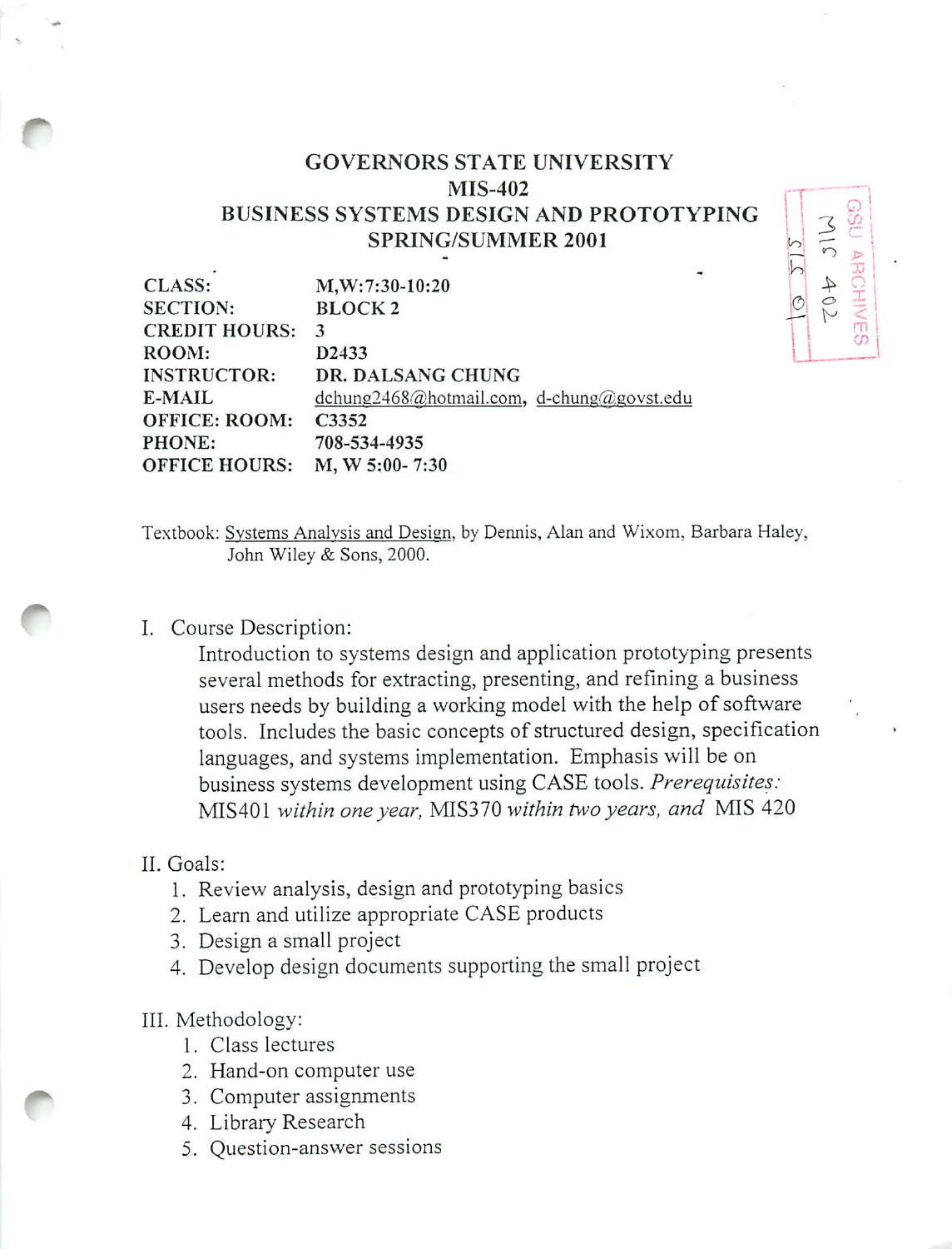# GOVERNORS STATE UNIVERSITY
## MIS-402
## BUSINESS SYSTEMS DESIGN AND PROTOTYPING
## SPRING/SUMMER 2001

| | |
|---|---|
| **CLASS:** | **M,W:7:30-10:20** |
| **SECTION:** | **BLOCK 2** |
| **CREDIT HOURS:** | **3** |
| **ROOM:** | **D2433** |
| **INSTRUCTOR:** | **DR. DALSANG CHUNG** |
| **E-MAIL** | dchung2468@hotmail.com, d-chung@govst.edu |
| **OFFICE: ROOM:** | **C3352** |
| **PHONE:** | **708-534-4935** |
| **OFFICE HOURS:** | **M, W 5:00- 7:30** |

Textbook: Systems Analysis and Design, by Dennis, Alan and Wixom, Barbara Haley, John Wiley & Sons, 2000.

I. Course Description:

Introduction to systems design and application prototyping presents several methods for extracting, presenting, and refining a business users needs by building a working model with the help of software tools. Includes the basic concepts of structured design, specification languages, and systems implementation. Emphasis will be on business systems development using CASE tools. *Prerequisites:* MIS401 *within one year,* MIS370 *within two years, and* MIS 420

II. Goals:

1. Review analysis, design and prototyping basics
2. Learn and utilize appropriate CASE products
3. Design a small project
4. Develop design documents supporting the small project

III. Methodology:

1. Class lectures
2. Hand-on computer use
3. Computer assignments
4. Library Research
5. Question-answer sessions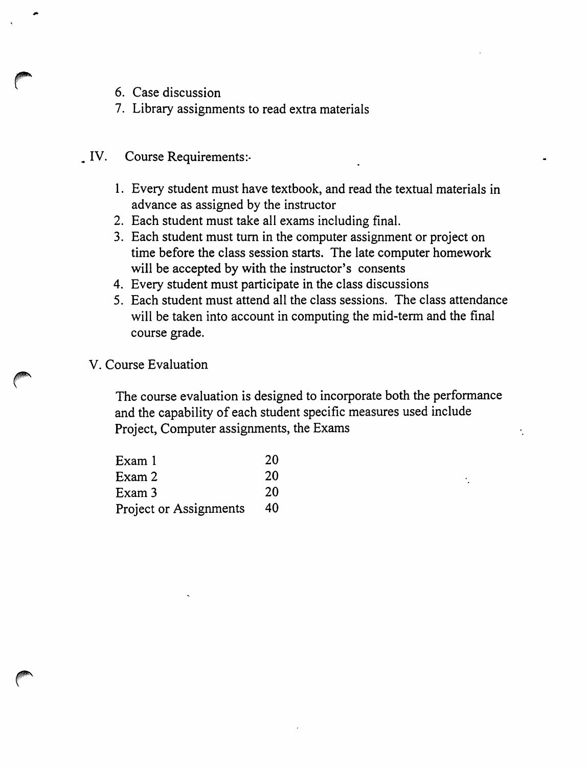6. Case discussion
7. Library assignments to read extra materials

## IV. Course Requirements:

1. Every student must have textbook, and read the textual materials in advance as assigned by the instructor
2. Each student must take all exams including final.
3. Each student must turn in the computer assignment or project on time before the class session starts. The late computer homework will be accepted by with the instructor's consents
4. Every student must participate in the class discussions
5. Each student must attend all the class sessions. The class attendance will be taken into account in computing the mid-term and the final course grade.

## V. Course Evaluation

The course evaluation is designed to incorporate both the performance and the capability of each student specific measures used include Project, Computer assignments, the Exams

| | |
|---|---|
| Exam 1 | 20 |
| Exam 2 | 20 |
| Exam 3 | 20 |
| Project or Assignments | 40 |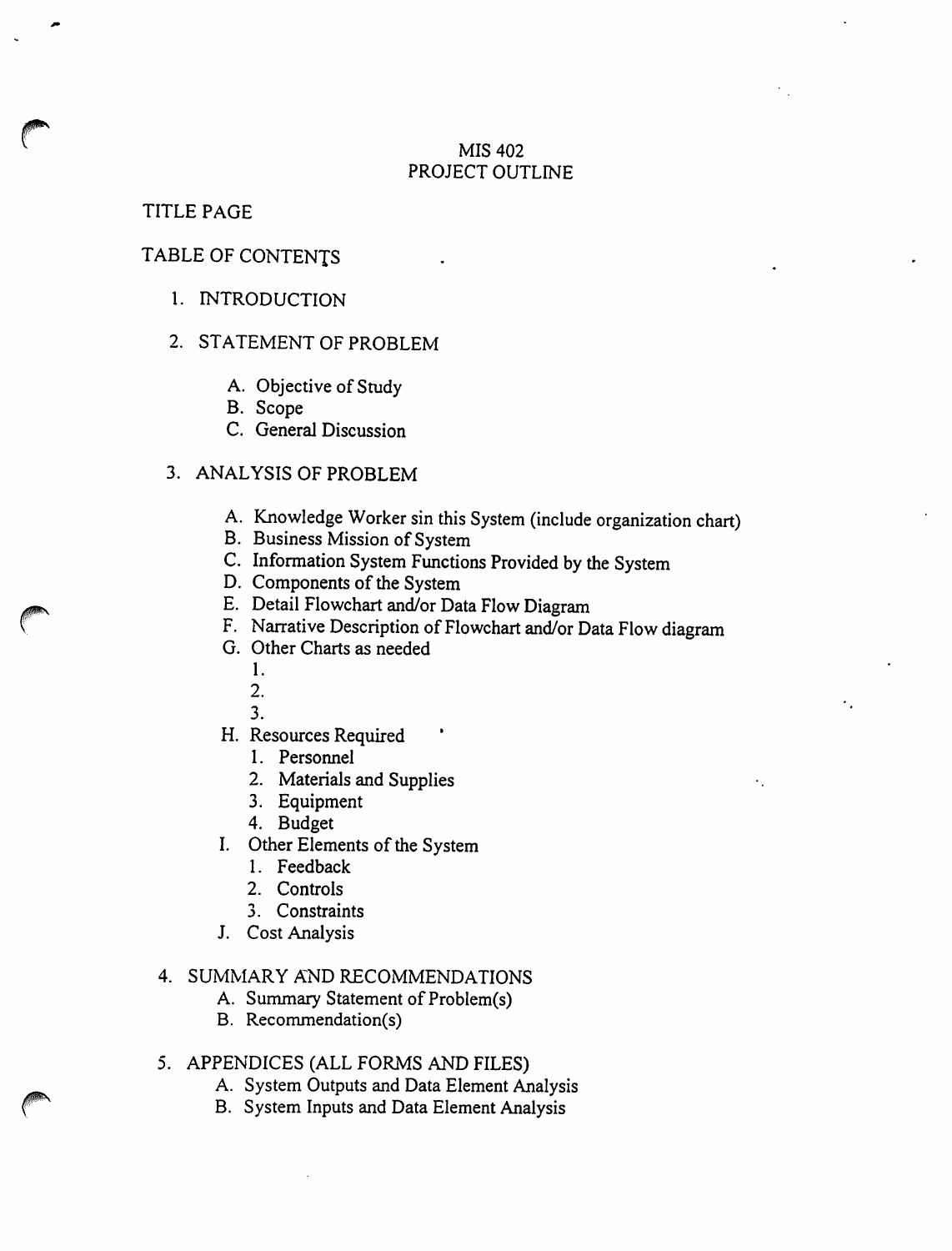# MIS 402
## PROJECT OUTLINE

TITLE PAGE

TABLE OF CONTENTS

1. INTRODUCTION

2. STATEMENT OF PROBLEM

   A. Objective of Study
   B. Scope
   C. General Discussion

3. ANALYSIS OF PROBLEM

   A. Knowledge Worker sin this System (include organization chart)
   B. Business Mission of System
   C. Information System Functions Provided by the System
   D. Components of the System
   E. Detail Flowchart and/or Data Flow Diagram
   F. Narrative Description of Flowchart and/or Data Flow diagram
   G. Other Charts as needed
      1.
      2.
      3.
   H. Resources Required
      1. Personnel
      2. Materials and Supplies
      3. Equipment
      4. Budget
   I. Other Elements of the System
      1. Feedback
      2. Controls
      3. Constraints
   J. Cost Analysis

4. SUMMARY AND RECOMMENDATIONS
   A. Summary Statement of Problem(s)
   B. Recommendation(s)

5. APPENDICES (ALL FORMS AND FILES)
   A. System Outputs and Data Element Analysis
   B. System Inputs and Data Element Analysis